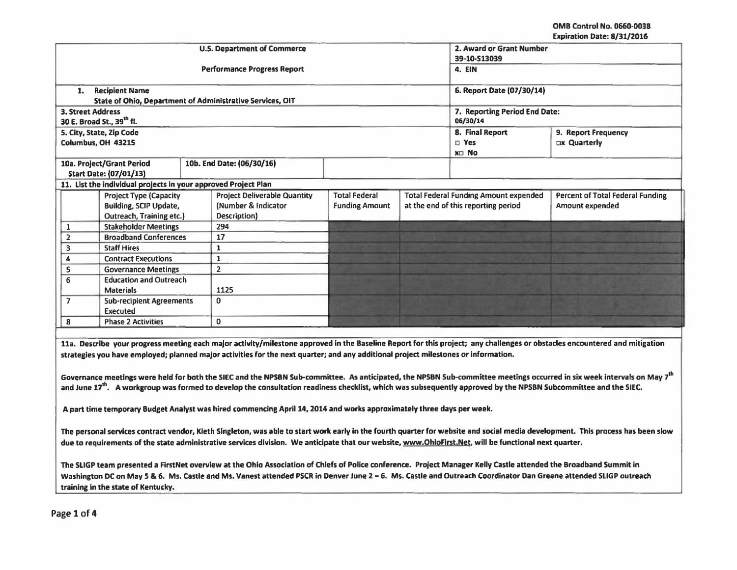OMB Control No. 0660-0038
Expiration Date: 8/31/2016

| U.S. Department of Commerce<br>Performance Progress Report | | 2. Award or Grant Number<br>39-10-S13039 | |
|---|---|---|---|
| | | 4. EIN | |
| 1. Recipient Name<br>State of Ohio, Department of Administrative Services, OIT | | 6. Report Date (07/30/14) | |
| 3. Street Address<br>30 E. Broad St., 39th fl. | | 7. Reporting Period End Date:<br>06/30/14 | |
| 5. City, State, Zip Code<br>Columbus, OH 43215 | | 8. Final Report<br>□ Yes<br>x□ No | 9. Report Frequency<br>□x Quarterly |
| 10a. Project/Grant Period<br>Start Date: (07/01/13) | 10b. End Date: (06/30/16) | | |

11. List the individual projects in your approved Project Plan

| | Project Type (Capacity Building, SCIP Update, Outreach, Training etc.) | Project Deliverable Quantity (Number & Indicator Description) | Total Federal Funding Amount | Total Federal Funding Amount expended at the end of this reporting period | Percent of Total Federal Funding Amount expended |
|---|---|---|---|---|---|
| 1 | Stakeholder Meetings | 294 | | | |
| 2 | Broadband Conferences | 17 | | | |
| 3 | Staff Hires | 1 | | | |
| 4 | Contract Executions | 1 | | | |
| 5 | Governance Meetings | 2 | | | |
| 6 | Education and Outreach Materials | 1125 | | | |
| 7 | Sub-recipient Agreements Executed | 0 | | | |
| 8 | Phase 2 Activities | 0 | | | |

**11a. Describe your progress meeting each major activity/milestone approved in the Baseline Report for this project; any challenges or obstacles encountered and mitigation strategies you have employed; planned major activities for the next quarter; and any additional project milestones or information.**

Governance meetings were held for both the SIEC and the NPSBN Sub-committee. As anticipated, the NPSBN Sub-committee meetings occurred in six week intervals on May 7th and June 17th. A workgroup was formed to develop the consultation readiness checklist, which was subsequently approved by the NPSBN Subcommittee and the SIEC.

A part time temporary Budget Analyst was hired commencing April 14, 2014 and works approximately three days per week.

The personal services contract vendor, Kieth Singleton, was able to start work early in the fourth quarter for website and social media development. This process has been slow due to requirements of the state administrative services division. We anticipate that our website, www.OhioFirst.Net, will be functional next quarter.

The SLIGP team presented a FirstNet overview at the Ohio Association of Chiefs of Police conference. Project Manager Kelly Castle attended the Broadband Summit in Washington DC on May 5 & 6. Ms. Castle and Ms. Vanest attended PSCR in Denver June 2 – 6. Ms. Castle and Outreach Coordinator Dan Greene attended SLIGP outreach training in the state of Kentucky.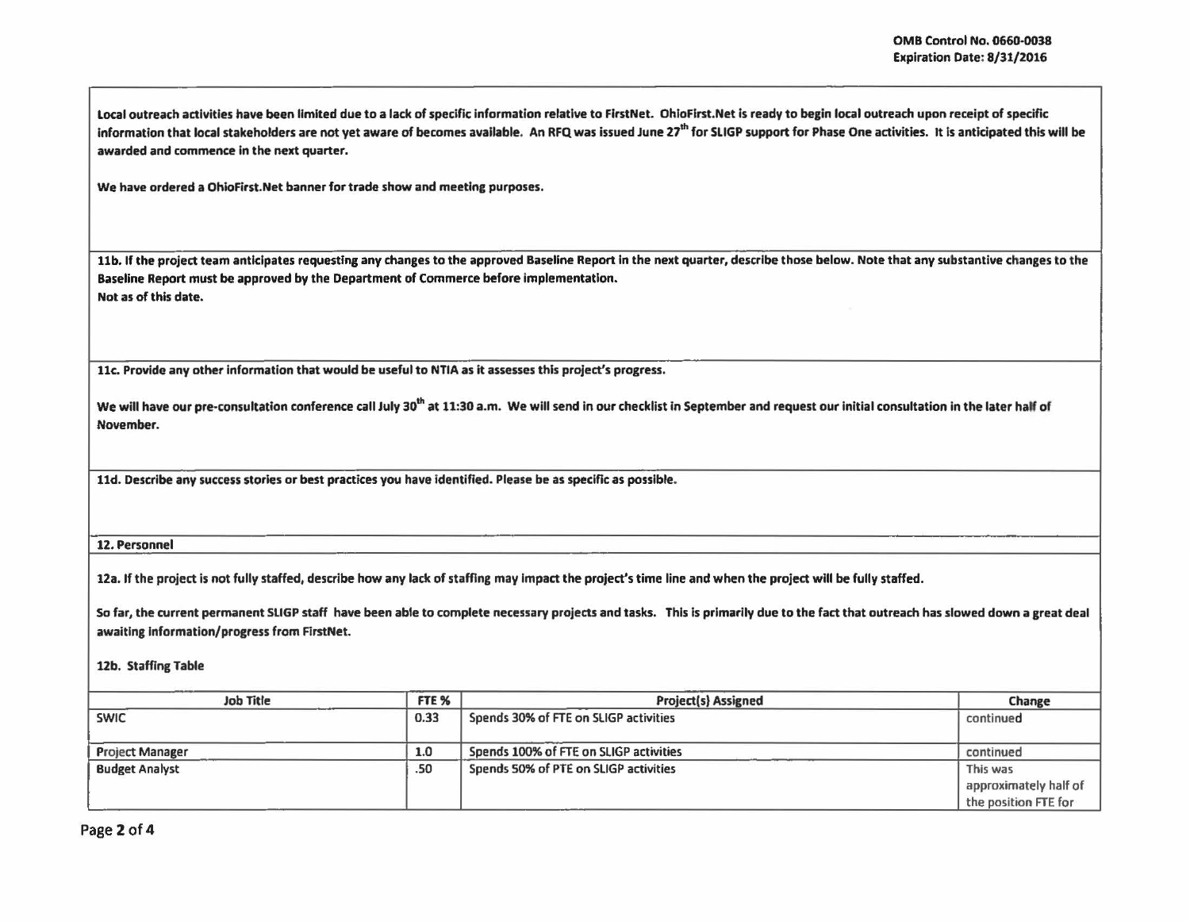Local outreach activities have been limited due to a lack of specific information relative to FirstNet. OhioFirst.Net is ready to begin local outreach upon receipt of specific information that local stakeholders are not yet aware of becomes available. An RFQ was issued June 27th for SLIGP support for Phase One activities. It is anticipated this will be awarded and commence in the next quarter.

We have ordered a OhioFirst.Net banner for trade show and meeting purposes.

**11b. If the project team anticipates requesting any changes to the approved Baseline Report in the next quarter, describe those below. Note that any substantive changes to the Baseline Report must be approved by the Department of Commerce before implementation.**

Not as of this date.

**11c. Provide any other information that would be useful to NTIA as it assesses this project's progress.**

We will have our pre-consultation conference call July 30th at 11:30 a.m. We will send in our checklist in September and request our initial consultation in the later half of November.

**11d. Describe any success stories or best practices you have identified. Please be as specific as possible.**

## 12. Personnel

**12a. If the project is not fully staffed, describe how any lack of staffing may impact the project's time line and when the project will be fully staffed.**

So far, the current permanent SLIGP staff have been able to complete necessary projects and tasks. This is primarily due to the fact that outreach has slowed down a great deal awaiting information/progress from FirstNet.

**12b. Staffing Table**

| Job Title | FTE % | Project(s) Assigned | Change |
|---|---|---|---|
| SWIC | 0.33 | Spends 30% of FTE on SLIGP activities | continued |
| Project Manager | 1.0 | Spends 100% of FTE on SLIGP activities | continued |
| Budget Analyst | .50 | Spends 50% of PTE on SLIGP activities | This was approximately half of the position FTE for |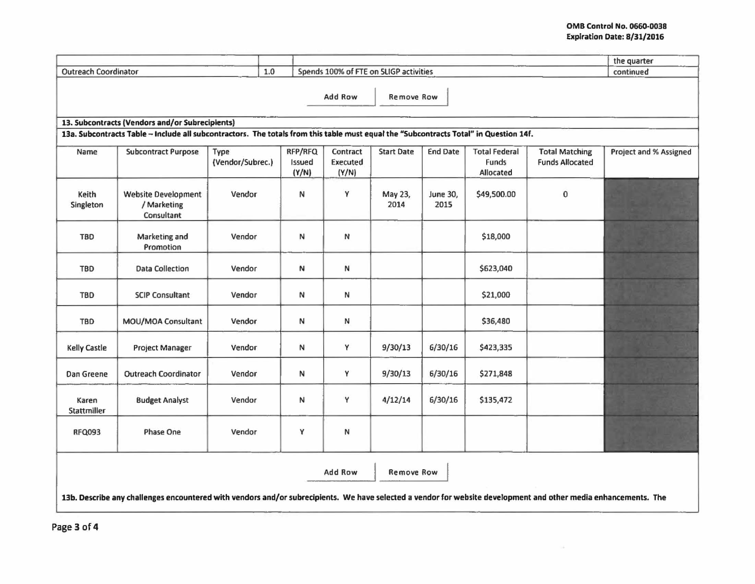| | | | |
|---|---|---|---|
| | | | the quarter |
| Outreach Coordinator | 1.0 | Spends 100% of FTE on SLIGP activities | continued |

Add Row | Remove Row

### 13. Subcontracts (Vendors and/or Subrecipients)

**13a. Subcontracts Table – Include all subcontractors. The totals from this table must equal the "Subcontracts Total" in Question 14f.**

| Name | Subcontract Purpose | Type (Vendor/Subrec.) | RFP/RFQ Issued (Y/N) | Contract Executed (Y/N) | Start Date | End Date | Total Federal Funds Allocated | Total Matching Funds Allocated | Project and % Assigned |
|---|---|---|---|---|---|---|---|---|---|
| Keith Singleton | Website Development / Marketing Consultant | Vendor | N | Y | May 23, 2014 | June 30, 2015 | $49,500.00 | 0 | |
| TBD | Marketing and Promotion | Vendor | N | N | | | $18,000 | | |
| TBD | Data Collection | Vendor | N | N | | | $623,040 | | |
| TBD | SCIP Consultant | Vendor | N | N | | | $21,000 | | |
| TBD | MOU/MOA Consultant | Vendor | N | N | | | $36,480 | | |
| Kelly Castle | Project Manager | Vendor | N | Y | 9/30/13 | 6/30/16 | $423,335 | | |
| Dan Greene | Outreach Coordinator | Vendor | N | Y | 9/30/13 | 6/30/16 | $271,848 | | |
| Karen Stattmiller | Budget Analyst | Vendor | N | Y | 4/12/14 | 6/30/16 | $135,472 | | |
| RFQ093 | Phase One | Vendor | Y | N | | | | | |

Add Row | Remove Row

**13b. Describe any challenges encountered with vendors and/or subrecipients. We have selected a vendor for website development and other media enhancements. The**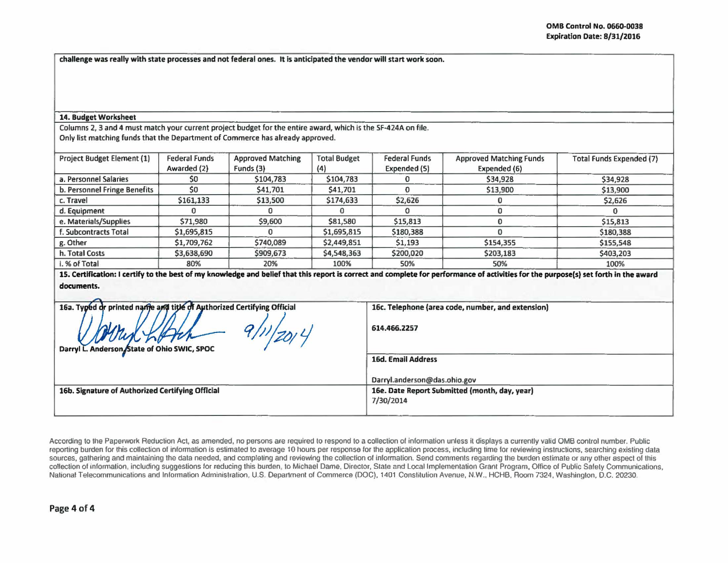challenge was really with state processes and not federal ones. It is anticipated the vendor will start work soon.

**14. Budget Worksheet**

Columns 2, 3 and 4 must match your current project budget for the entire award, which is the SF-424A on file.
Only list matching funds that the Department of Commerce has already approved.

| Project Budget Element (1) | Federal Funds Awarded (2) | Approved Matching Funds (3) | Total Budget (4) | Federal Funds Expended (5) | Approved Matching Funds Expended (6) | Total Funds Expended (7) |
|---|---|---|---|---|---|---|
| a. Personnel Salaries | $0 | $104,783 | $104,783 | 0 | $34,928 | $34,928 |
| b. Personnel Fringe Benefits | $0 | $41,701 | $41,701 | 0 | $13,900 | $13,900 |
| c. Travel | $161,133 | $13,500 | $174,633 | $2,626 | 0 | $2,626 |
| d. Equipment | 0 | 0 | 0 | 0 | 0 | 0 |
| e. Materials/Supplies | $71,980 | $9,600 | $81,580 | $15,813 | 0 | $15,813 |
| f. Subcontracts Total | $1,695,815 | 0 | $1,695,815 | $180,388 | 0 | $180,388 |
| g. Other | $1,709,762 | $740,089 | $2,449,851 | $1,193 | $154,355 | $155,548 |
| h. Total Costs | $3,638,690 | $909,673 | $4,548,363 | $200,020 | $203,183 | $403,203 |
| i. % of Total | 80% | 20% | 100% | 50% | 50% | 100% |

**15. Certification: I certify to the best of my knowledge and belief that this report is correct and complete for performance of activities for the purpose(s) set forth in the award documents.**

**16a. Typed or printed name and title of Authorized Certifying Official**

9/11/2014

Darryl L. Anderson, State of Ohio SWIC, SPOC

**16b. Signature of Authorized Certifying Official**

**16c. Telephone (area code, number, and extension)**

614.466.2257

**16d. Email Address**

Darryl.anderson@das.ohio.gov

**16e. Date Report Submitted (month, day, year)**

7/30/2014

According to the Paperwork Reduction Act, as amended, no persons are required to respond to a collection of information unless it displays a currently valid OMB control number. Public reporting burden for this collection of information is estimated to average 10 hours per response for the application process, including time for reviewing instructions, searching existing data sources, gathering and maintaining the data needed, and completing and reviewing the collection of information. Send comments regarding the burden estimate or any other aspect of this collection of information, including suggestions for reducing this burden, to Michael Dame, Director, State and Local Implementation Grant Program, Office of Public Safety Communications, National Telecommunications and Information Administration, U.S. Department of Commerce (DOC), 1401 Constitution Avenue, N.W., HCHB, Room 7324, Washington, D.C. 20230.